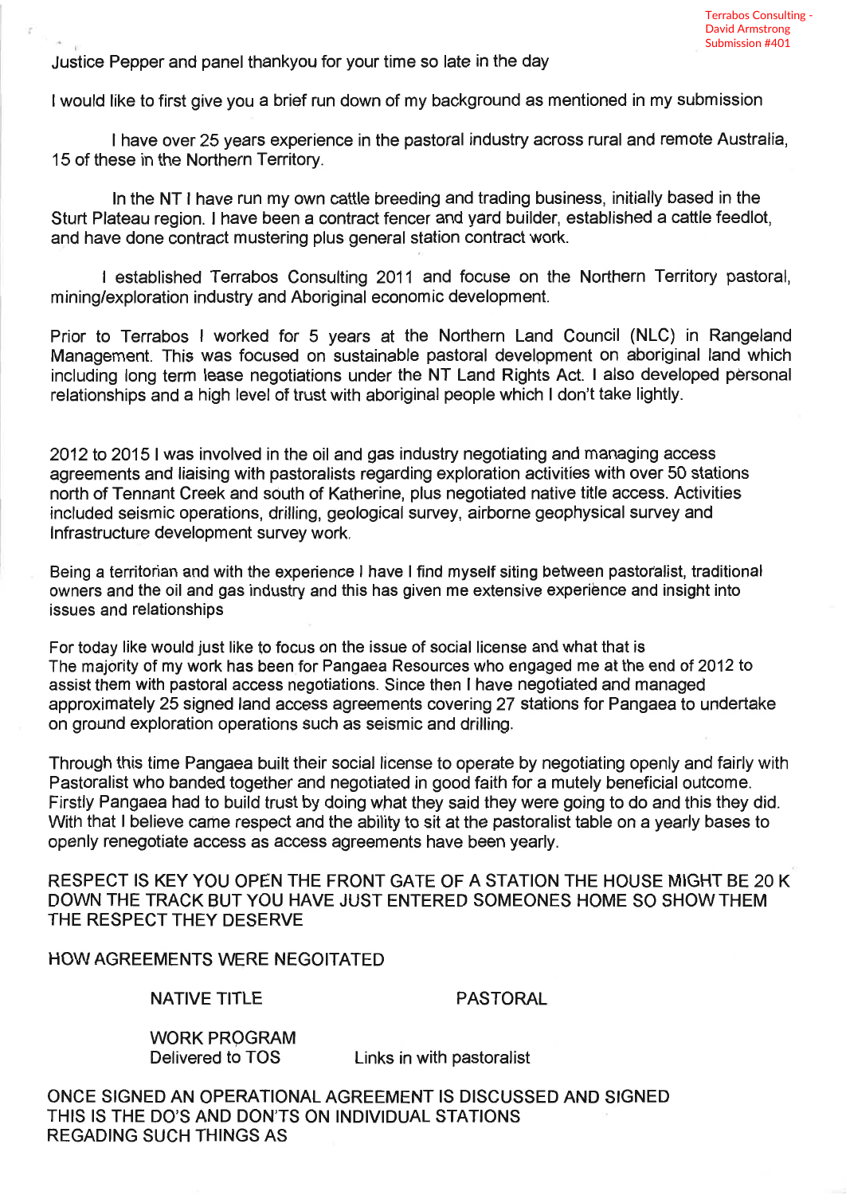Terrabos Consulting - David Armstrong Submission #401

Justice Pepper and panel thankyou for your time so late in the day

I would like to first give you a brief run down of my background as mentioned in my submission

I have over 25 years experience in the pastoral industry across rural and remote Australia, 15 of these in the Northern Territory.

In the NT I have run my own cattle breeding and trading business, initially based in the Sturt Plateau region. I have been a contract fencer and yard builder, established a cattle feedlot, and have done contract mustering plus general station contract work.

I established Terrabos Consulting 2011 and focuse on the Northern Territory pastoral, mining/exploration industry and Aboriginal economic development.

Prior to Terrabos I worked for 5 years at the Northern Land Council (NLC) in Rangeland Management. This was focused on sustainable pastoral development on aboriginal land which including long term lease negotiations under the NT Land Rights Act. I also developed personal relationships and a high level of trust with aboriginal people which I don't take lightly.

2012 to 2015 I was involved in the oil and gas industry negotiating and managing access agreements and liaising with pastoralists regarding exploration activities with over 50 stations north of Tennant Creek and south of Katherine, plus negotiated native title access. Activities included seismic operations, drilling, geological survey, airborne geophysical survey and Infrastructure development survey work.

Being a territorian and with the experience I have I find myself siting between pastoralist, traditional owners and the oil and gas industry and this has given me extensive experience and insight into issues and relationships

For today like would just like to focus on the issue of social license and what that is
The majority of my work has been for Pangaea Resources who engaged me at the end of 2012 to assist them with pastoral access negotiations. Since then I have negotiated and managed approximately 25 signed land access agreements covering 27 stations for Pangaea to undertake on ground exploration operations such as seismic and drilling.

Through this time Pangaea built their social license to operate by negotiating openly and fairly with Pastoralist who banded together and negotiated in good faith for a mutely beneficial outcome. Firstly Pangaea had to build trust by doing what they said they were going to do and this they did. With that I believe came respect and the ability to sit at the pastoralist table on a yearly bases to openly renegotiate access as access agreements have been yearly.

RESPECT IS KEY YOU OPEN THE FRONT GATE OF A STATION THE HOUSE MIGHT BE 20 K DOWN THE TRACK BUT YOU HAVE JUST ENTERED SOMEONES HOME SO SHOW THEM THE RESPECT THEY DESERVE

HOW AGREEMENTS WERE NEGOITATED

| NATIVE TITLE | PASTORAL |
|---|---|
| WORK PROGRAM<br>Delivered to TOS | Links in with pastoralist |

ONCE SIGNED AN OPERATIONAL AGREEMENT IS DISCUSSED AND SIGNED
THIS IS THE DO'S AND DON'TS ON INDIVIDUAL STATIONS
REGADING SUCH THINGS AS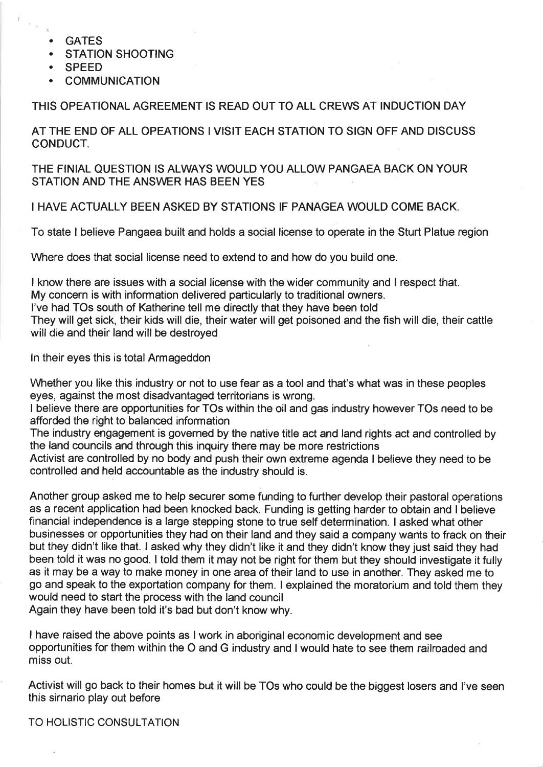- GATES
- STATION SHOOTING
- SPEED
- COMMUNICATION

THIS OPEATIONAL AGREEMENT IS READ OUT TO ALL CREWS AT INDUCTION DAY

AT THE END OF ALL OPEATIONS I VISIT EACH STATION TO SIGN OFF AND DISCUSS CONDUCT.

THE FINIAL QUESTION IS ALWAYS WOULD YOU ALLOW PANGAEA BACK ON YOUR STATION AND THE ANSWER HAS BEEN YES

I HAVE ACTUALLY BEEN ASKED BY STATIONS IF PANAGEA WOULD COME BACK.

To state I believe Pangaea built and holds a social license to operate in the Sturt Platue region

Where does that social license need to extend to and how do you build one.

I know there are issues with a social license with the wider community and I respect that.
My concern is with information delivered particularly to traditional owners.
I've had TOs south of Katherine tell me directly that they have been told
They will get sick, their kids will die, their water will get poisoned and the fish will die, their cattle will die and their land will be destroyed

In their eyes this is total Armageddon

Whether you like this industry or not to use fear as a tool and that's what was in these peoples eyes, against the most disadvantaged territorians is wrong.
I believe there are opportunities for TOs within the oil and gas industry however TOs need to be afforded the right to balanced information
The industry engagement is governed by the native title act and land rights act and controlled by the land councils and through this inquiry there may be more restrictions
Activist are controlled by no body and push their own extreme agenda I believe they need to be controlled and held accountable as the industry should is.

Another group asked me to help securer some funding to further develop their pastoral operations as a recent application had been knocked back. Funding is getting harder to obtain and I believe financial independence is a large stepping stone to true self determination. I asked what other businesses or opportunities they had on their land and they said a company wants to frack on their but they didn't like that. I asked why they didn't like it and they didn't know they just said they had been told it was no good. I told them it may not be right for them but they should investigate it fully as it may be a way to make money in one area of their land to use in another. They asked me to go and speak to the exportation company for them. I explained the moratorium and told them they would need to start the process with the land council
Again they have been told it's bad but don't know why.

I have raised the above points as I work in aboriginal economic development and see opportunities for them within the O and G industry and I would hate to see them railroaded and miss out.

Activist will go back to their homes but it will be TOs who could be the biggest losers and I've seen this sirnario play out before

TO HOLISTIC CONSULTATION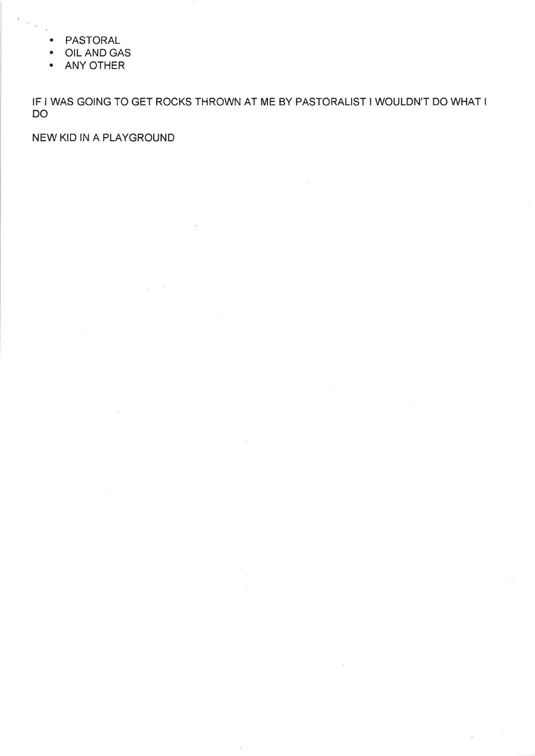- PASTORAL
- OIL AND GAS
- ANY OTHER

IF I WAS GOING TO GET ROCKS THROWN AT ME BY PASTORALIST I WOULDN'T DO WHAT I DO

NEW KID IN A PLAYGROUND